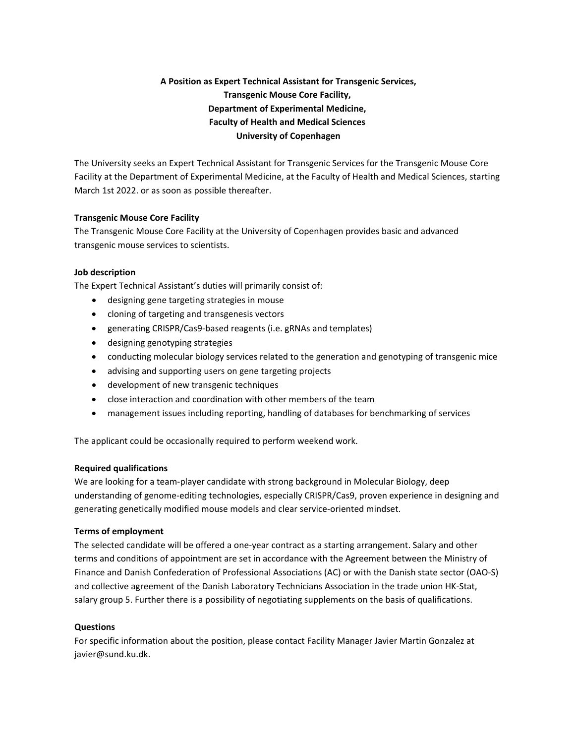**A Position as Expert Technical Assistant for Transgenic Services,**
**Transgenic Mouse Core Facility,**
**Department of Experimental Medicine,**
**Faculty of Health and Medical Sciences**
**University of Copenhagen**

The University seeks an Expert Technical Assistant for Transgenic Services for the Transgenic Mouse Core Facility at the Department of Experimental Medicine, at the Faculty of Health and Medical Sciences, starting March 1st 2022. or as soon as possible thereafter.

**Transgenic Mouse Core Facility**

The Transgenic Mouse Core Facility at the University of Copenhagen provides basic and advanced transgenic mouse services to scientists.

**Job description**

The Expert Technical Assistant's duties will primarily consist of:

- designing gene targeting strategies in mouse
- cloning of targeting and transgenesis vectors
- generating CRISPR/Cas9-based reagents (i.e. gRNAs and templates)
- designing genotyping strategies
- conducting molecular biology services related to the generation and genotyping of transgenic mice
- advising and supporting users on gene targeting projects
- development of new transgenic techniques
- close interaction and coordination with other members of the team
- management issues including reporting, handling of databases for benchmarking of services

The applicant could be occasionally required to perform weekend work.

**Required qualifications**

We are looking for a team-player candidate with strong background in Molecular Biology, deep understanding of genome-editing technologies, especially CRISPR/Cas9, proven experience in designing and generating genetically modified mouse models and clear service-oriented mindset.

**Terms of employment**

The selected candidate will be offered a one-year contract as a starting arrangement. Salary and other terms and conditions of appointment are set in accordance with the Agreement between the Ministry of Finance and Danish Confederation of Professional Associations (AC) or with the Danish state sector (OAO-S) and collective agreement of the Danish Laboratory Technicians Association in the trade union HK-Stat, salary group 5. Further there is a possibility of negotiating supplements on the basis of qualifications.

**Questions**

For specific information about the position, please contact Facility Manager Javier Martin Gonzalez at javier@sund.ku.dk.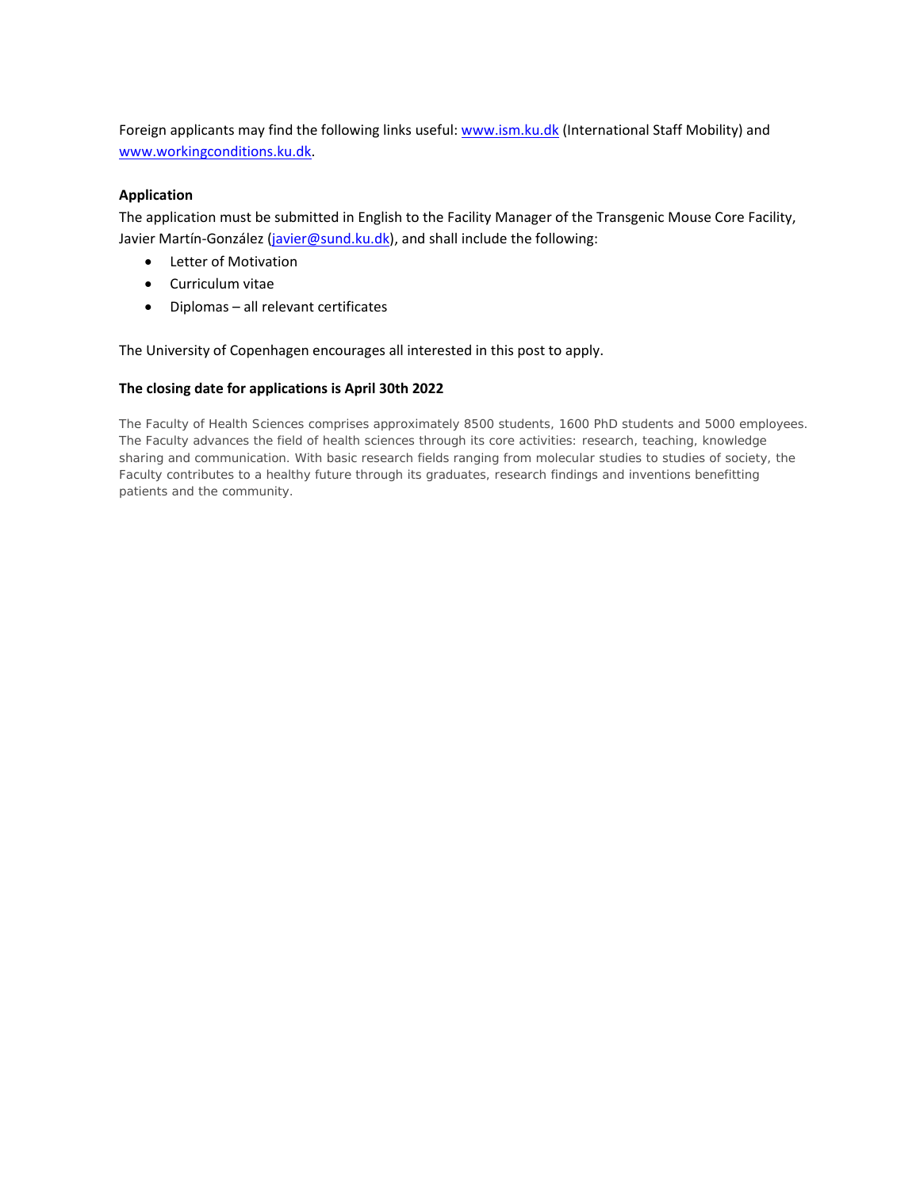Foreign applicants may find the following links useful: [www.ism.ku.dk](http://www.ism.ku.dk) (International Staff Mobility) and [www.workingconditions.ku.dk](http://www.workingconditions.ku.dk).

**Application**

The application must be submitted in English to the Facility Manager of the Transgenic Mouse Core Facility, Javier Martín-González ([javier@sund.ku.dk](mailto:javier@sund.ku.dk)), and shall include the following:

- Letter of Motivation
- Curriculum vitae
- Diplomas – all relevant certificates

The University of Copenhagen encourages all interested in this post to apply.

**The closing date for applications is April 30th 2022**

The Faculty of Health Sciences comprises approximately 8500 students, 1600 PhD students and 5000 employees. The Faculty advances the field of health sciences through its core activities: research, teaching, knowledge sharing and communication. With basic research fields ranging from molecular studies to studies of society, the Faculty contributes to a healthy future through its graduates, research findings and inventions benefitting patients and the community.